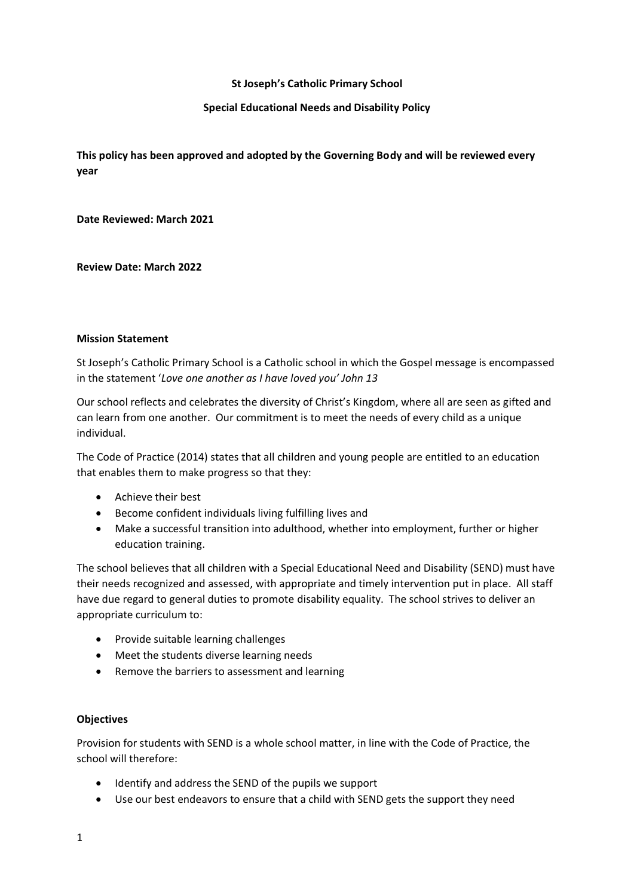# St Joseph's Catholic Primary School

## Special Educational Needs and Disability Policy

**This policy has been approved and adopted by the Governing Body and will be reviewed every year**

**Date Reviewed: March 2021**

**Review Date: March 2022**

### Mission Statement

St Joseph's Catholic Primary School is a Catholic school in which the Gospel message is encompassed in the statement '*Love one another as I have loved you' John 13*

Our school reflects and celebrates the diversity of Christ's Kingdom, where all are seen as gifted and can learn from one another. Our commitment is to meet the needs of every child as a unique individual.

The Code of Practice (2014) states that all children and young people are entitled to an education that enables them to make progress so that they:

- Achieve their best
- Become confident individuals living fulfilling lives and
- Make a successful transition into adulthood, whether into employment, further or higher education training.

The school believes that all children with a Special Educational Need and Disability (SEND) must have their needs recognized and assessed, with appropriate and timely intervention put in place. All staff have due regard to general duties to promote disability equality. The school strives to deliver an appropriate curriculum to:

- Provide suitable learning challenges
- Meet the students diverse learning needs
- Remove the barriers to assessment and learning

### Objectives

Provision for students with SEND is a whole school matter, in line with the Code of Practice, the school will therefore:

- Identify and address the SEND of the pupils we support
- Use our best endeavors to ensure that a child with SEND gets the support they need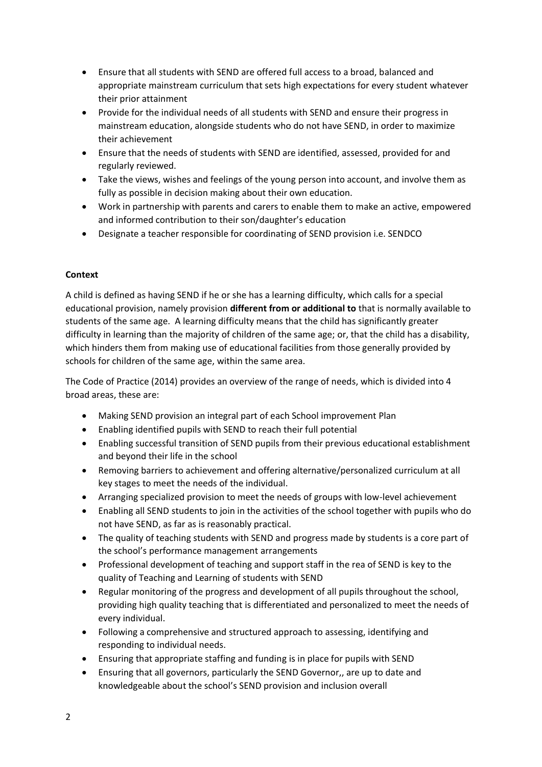- Ensure that all students with SEND are offered full access to a broad, balanced and appropriate mainstream curriculum that sets high expectations for every student whatever their prior attainment
- Provide for the individual needs of all students with SEND and ensure their progress in mainstream education, alongside students who do not have SEND, in order to maximize their achievement
- Ensure that the needs of students with SEND are identified, assessed, provided for and regularly reviewed.
- Take the views, wishes and feelings of the young person into account, and involve them as fully as possible in decision making about their own education.
- Work in partnership with parents and carers to enable them to make an active, empowered and informed contribution to their son/daughter's education
- Designate a teacher responsible for coordinating of SEND provision i.e. SENDCO

**Context**

A child is defined as having SEND if he or she has a learning difficulty, which calls for a special educational provision, namely provision **different from or additional to** that is normally available to students of the same age. A learning difficulty means that the child has significantly greater difficulty in learning than the majority of children of the same age; or, that the child has a disability, which hinders them from making use of educational facilities from those generally provided by schools for children of the same age, within the same area.

The Code of Practice (2014) provides an overview of the range of needs, which is divided into 4 broad areas, these are:

- Making SEND provision an integral part of each School improvement Plan
- Enabling identified pupils with SEND to reach their full potential
- Enabling successful transition of SEND pupils from their previous educational establishment and beyond their life in the school
- Removing barriers to achievement and offering alternative/personalized curriculum at all key stages to meet the needs of the individual.
- Arranging specialized provision to meet the needs of groups with low-level achievement
- Enabling all SEND students to join in the activities of the school together with pupils who do not have SEND, as far as is reasonably practical.
- The quality of teaching students with SEND and progress made by students is a core part of the school's performance management arrangements
- Professional development of teaching and support staff in the rea of SEND is key to the quality of Teaching and Learning of students with SEND
- Regular monitoring of the progress and development of all pupils throughout the school, providing high quality teaching that is differentiated and personalized to meet the needs of every individual.
- Following a comprehensive and structured approach to assessing, identifying and responding to individual needs.
- Ensuring that appropriate staffing and funding is in place for pupils with SEND
- Ensuring that all governors, particularly the SEND Governor,, are up to date and knowledgeable about the school's SEND provision and inclusion overall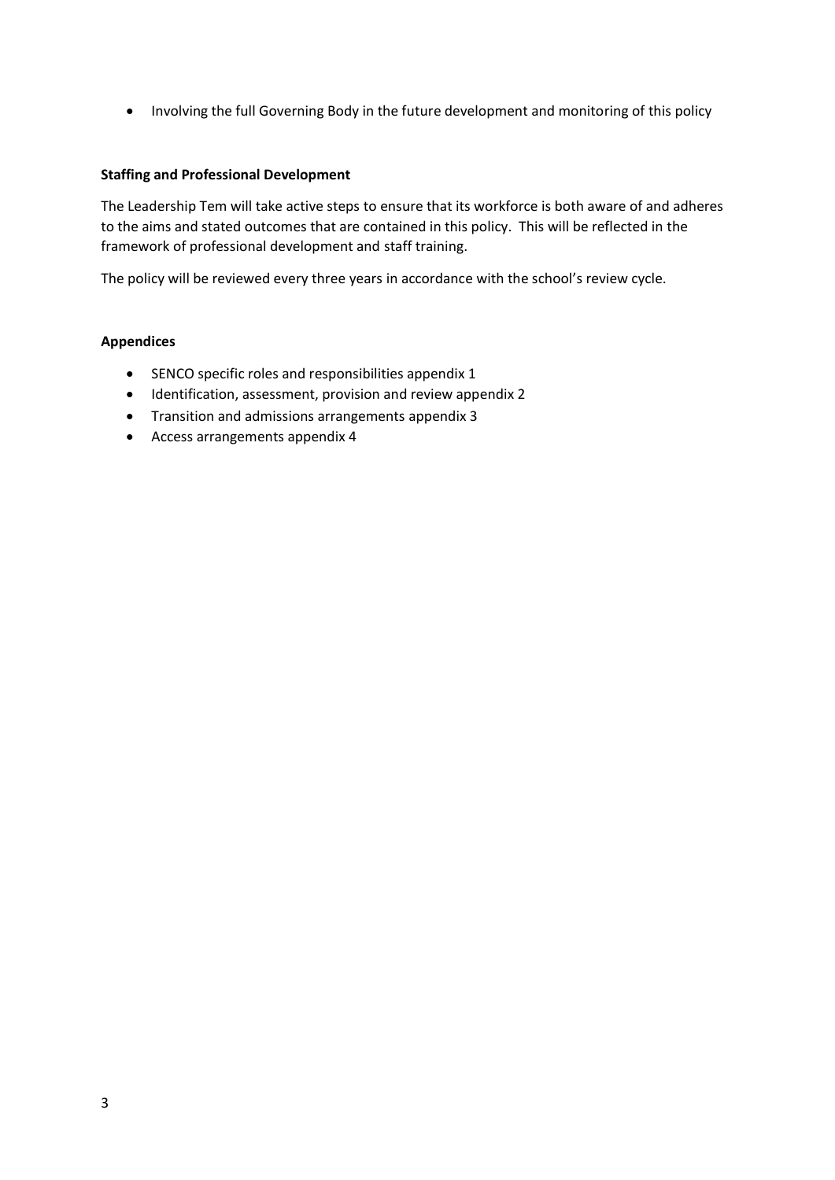- Involving the full Governing Body in the future development and monitoring of this policy

**Staffing and Professional Development**

The Leadership Tem will take active steps to ensure that its workforce is both aware of and adheres to the aims and stated outcomes that are contained in this policy. This will be reflected in the framework of professional development and staff training.

The policy will be reviewed every three years in accordance with the school's review cycle.

**Appendices**

- SENCO specific roles and responsibilities appendix 1
- Identification, assessment, provision and review appendix 2
- Transition and admissions arrangements appendix 3
- Access arrangements appendix 4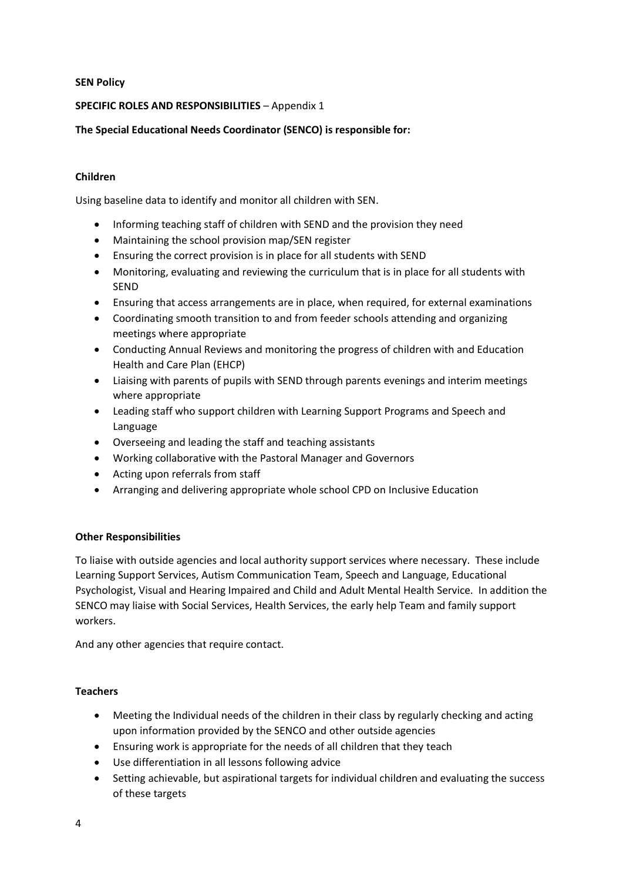**SEN Policy**

**SPECIFIC ROLES AND RESPONSIBILITIES** – Appendix 1

**The Special Educational Needs Coordinator (SENCO) is responsible for:**

**Children**

Using baseline data to identify and monitor all children with SEN.

- Informing teaching staff of children with SEND and the provision they need
- Maintaining the school provision map/SEN register
- Ensuring the correct provision is in place for all students with SEND
- Monitoring, evaluating and reviewing the curriculum that is in place for all students with SEND
- Ensuring that access arrangements are in place, when required, for external examinations
- Coordinating smooth transition to and from feeder schools attending and organizing meetings where appropriate
- Conducting Annual Reviews and monitoring the progress of children with and Education Health and Care Plan (EHCP)
- Liaising with parents of pupils with SEND through parents evenings and interim meetings where appropriate
- Leading staff who support children with Learning Support Programs and Speech and Language
- Overseeing and leading the staff and teaching assistants
- Working collaborative with the Pastoral Manager and Governors
- Acting upon referrals from staff
- Arranging and delivering appropriate whole school CPD on Inclusive Education

**Other Responsibilities**

To liaise with outside agencies and local authority support services where necessary. These include Learning Support Services, Autism Communication Team, Speech and Language, Educational Psychologist, Visual and Hearing Impaired and Child and Adult Mental Health Service. In addition the SENCO may liaise with Social Services, Health Services, the early help Team and family support workers.

And any other agencies that require contact.

**Teachers**

- Meeting the Individual needs of the children in their class by regularly checking and acting upon information provided by the SENCO and other outside agencies
- Ensuring work is appropriate for the needs of all children that they teach
- Use differentiation in all lessons following advice
- Setting achievable, but aspirational targets for individual children and evaluating the success of these targets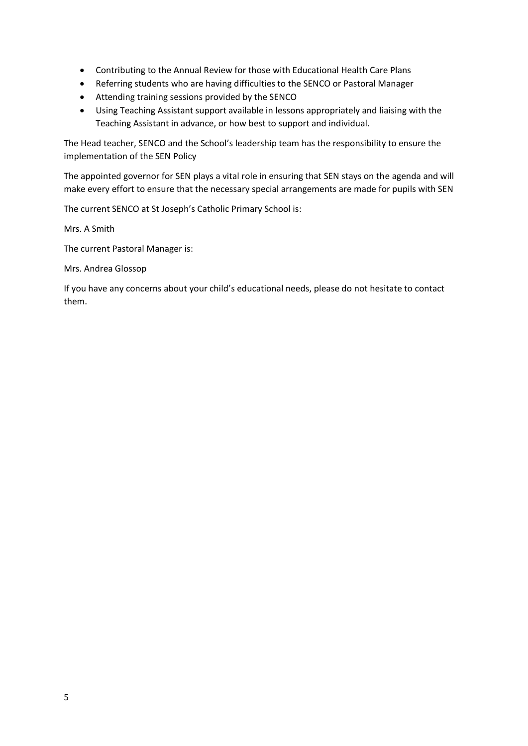- Contributing to the Annual Review for those with Educational Health Care Plans
- Referring students who are having difficulties to the SENCO or Pastoral Manager
- Attending training sessions provided by the SENCO
- Using Teaching Assistant support available in lessons appropriately and liaising with the Teaching Assistant in advance, or how best to support and individual.

The Head teacher, SENCO and the School's leadership team has the responsibility to ensure the implementation of the SEN Policy

The appointed governor for SEN plays a vital role in ensuring that SEN stays on the agenda and will make every effort to ensure that the necessary special arrangements are made for pupils with SEN

The current SENCO at St Joseph's Catholic Primary School is:

Mrs. A Smith

The current Pastoral Manager is:

Mrs. Andrea Glossop

If you have any concerns about your child's educational needs, please do not hesitate to contact them.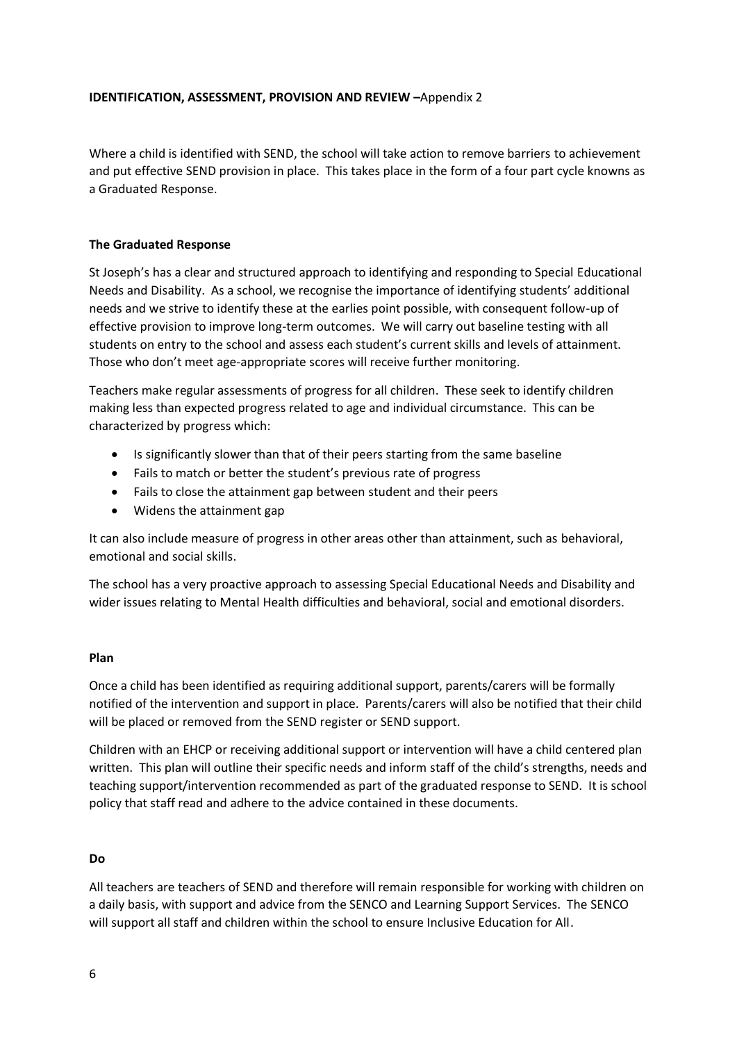**IDENTIFICATION, ASSESSMENT, PROVISION AND REVIEW –**Appendix 2

Where a child is identified with SEND, the school will take action to remove barriers to achievement and put effective SEND provision in place. This takes place in the form of a four part cycle knowns as a Graduated Response.

**The Graduated Response**

St Joseph's has a clear and structured approach to identifying and responding to Special Educational Needs and Disability. As a school, we recognise the importance of identifying students' additional needs and we strive to identify these at the earlies point possible, with consequent follow-up of effective provision to improve long-term outcomes. We will carry out baseline testing with all students on entry to the school and assess each student's current skills and levels of attainment. Those who don't meet age-appropriate scores will receive further monitoring.

Teachers make regular assessments of progress for all children. These seek to identify children making less than expected progress related to age and individual circumstance. This can be characterized by progress which:

- Is significantly slower than that of their peers starting from the same baseline
- Fails to match or better the student's previous rate of progress
- Fails to close the attainment gap between student and their peers
- Widens the attainment gap

It can also include measure of progress in other areas other than attainment, such as behavioral, emotional and social skills.

The school has a very proactive approach to assessing Special Educational Needs and Disability and wider issues relating to Mental Health difficulties and behavioral, social and emotional disorders.

**Plan**

Once a child has been identified as requiring additional support, parents/carers will be formally notified of the intervention and support in place. Parents/carers will also be notified that their child will be placed or removed from the SEND register or SEND support.

Children with an EHCP or receiving additional support or intervention will have a child centered plan written. This plan will outline their specific needs and inform staff of the child's strengths, needs and teaching support/intervention recommended as part of the graduated response to SEND. It is school policy that staff read and adhere to the advice contained in these documents.

**Do**

All teachers are teachers of SEND and therefore will remain responsible for working with children on a daily basis, with support and advice from the SENCO and Learning Support Services. The SENCO will support all staff and children within the school to ensure Inclusive Education for All.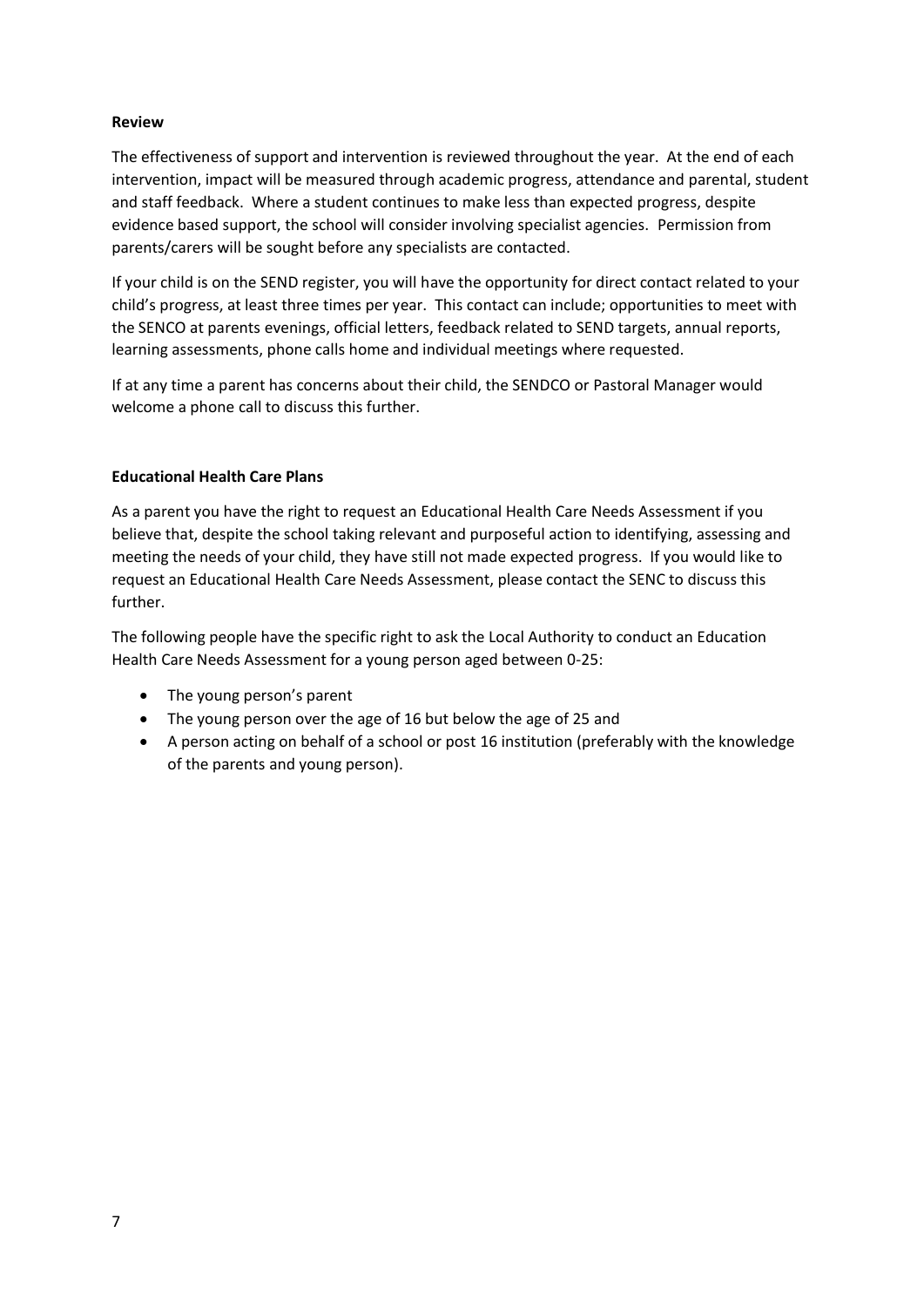**Review**

The effectiveness of support and intervention is reviewed throughout the year. At the end of each intervention, impact will be measured through academic progress, attendance and parental, student and staff feedback. Where a student continues to make less than expected progress, despite evidence based support, the school will consider involving specialist agencies. Permission from parents/carers will be sought before any specialists are contacted.

If your child is on the SEND register, you will have the opportunity for direct contact related to your child's progress, at least three times per year. This contact can include; opportunities to meet with the SENCO at parents evenings, official letters, feedback related to SEND targets, annual reports, learning assessments, phone calls home and individual meetings where requested.

If at any time a parent has concerns about their child, the SENDCO or Pastoral Manager would welcome a phone call to discuss this further.

**Educational Health Care Plans**

As a parent you have the right to request an Educational Health Care Needs Assessment if you believe that, despite the school taking relevant and purposeful action to identifying, assessing and meeting the needs of your child, they have still not made expected progress. If you would like to request an Educational Health Care Needs Assessment, please contact the SENC to discuss this further.

The following people have the specific right to ask the Local Authority to conduct an Education Health Care Needs Assessment for a young person aged between 0-25:

- The young person's parent
- The young person over the age of 16 but below the age of 25 and
- A person acting on behalf of a school or post 16 institution (preferably with the knowledge of the parents and young person).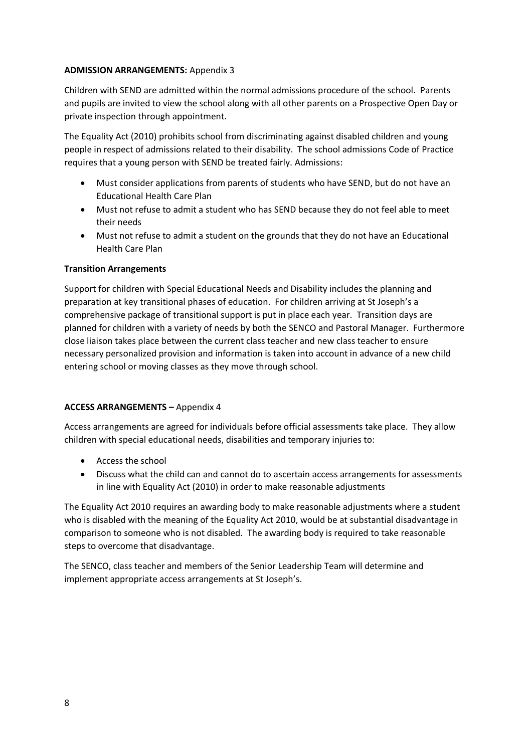**ADMISSION ARRANGEMENTS:** Appendix 3

Children with SEND are admitted within the normal admissions procedure of the school. Parents and pupils are invited to view the school along with all other parents on a Prospective Open Day or private inspection through appointment.

The Equality Act (2010) prohibits school from discriminating against disabled children and young people in respect of admissions related to their disability. The school admissions Code of Practice requires that a young person with SEND be treated fairly. Admissions:

- Must consider applications from parents of students who have SEND, but do not have an Educational Health Care Plan
- Must not refuse to admit a student who has SEND because they do not feel able to meet their needs
- Must not refuse to admit a student on the grounds that they do not have an Educational Health Care Plan

**Transition Arrangements**

Support for children with Special Educational Needs and Disability includes the planning and preparation at key transitional phases of education. For children arriving at St Joseph's a comprehensive package of transitional support is put in place each year. Transition days are planned for children with a variety of needs by both the SENCO and Pastoral Manager. Furthermore close liaison takes place between the current class teacher and new class teacher to ensure necessary personalized provision and information is taken into account in advance of a new child entering school or moving classes as they move through school.

**ACCESS ARRANGEMENTS –** Appendix 4

Access arrangements are agreed for individuals before official assessments take place. They allow children with special educational needs, disabilities and temporary injuries to:

- Access the school
- Discuss what the child can and cannot do to ascertain access arrangements for assessments in line with Equality Act (2010) in order to make reasonable adjustments

The Equality Act 2010 requires an awarding body to make reasonable adjustments where a student who is disabled with the meaning of the Equality Act 2010, would be at substantial disadvantage in comparison to someone who is not disabled. The awarding body is required to take reasonable steps to overcome that disadvantage.

The SENCO, class teacher and members of the Senior Leadership Team will determine and implement appropriate access arrangements at St Joseph's.